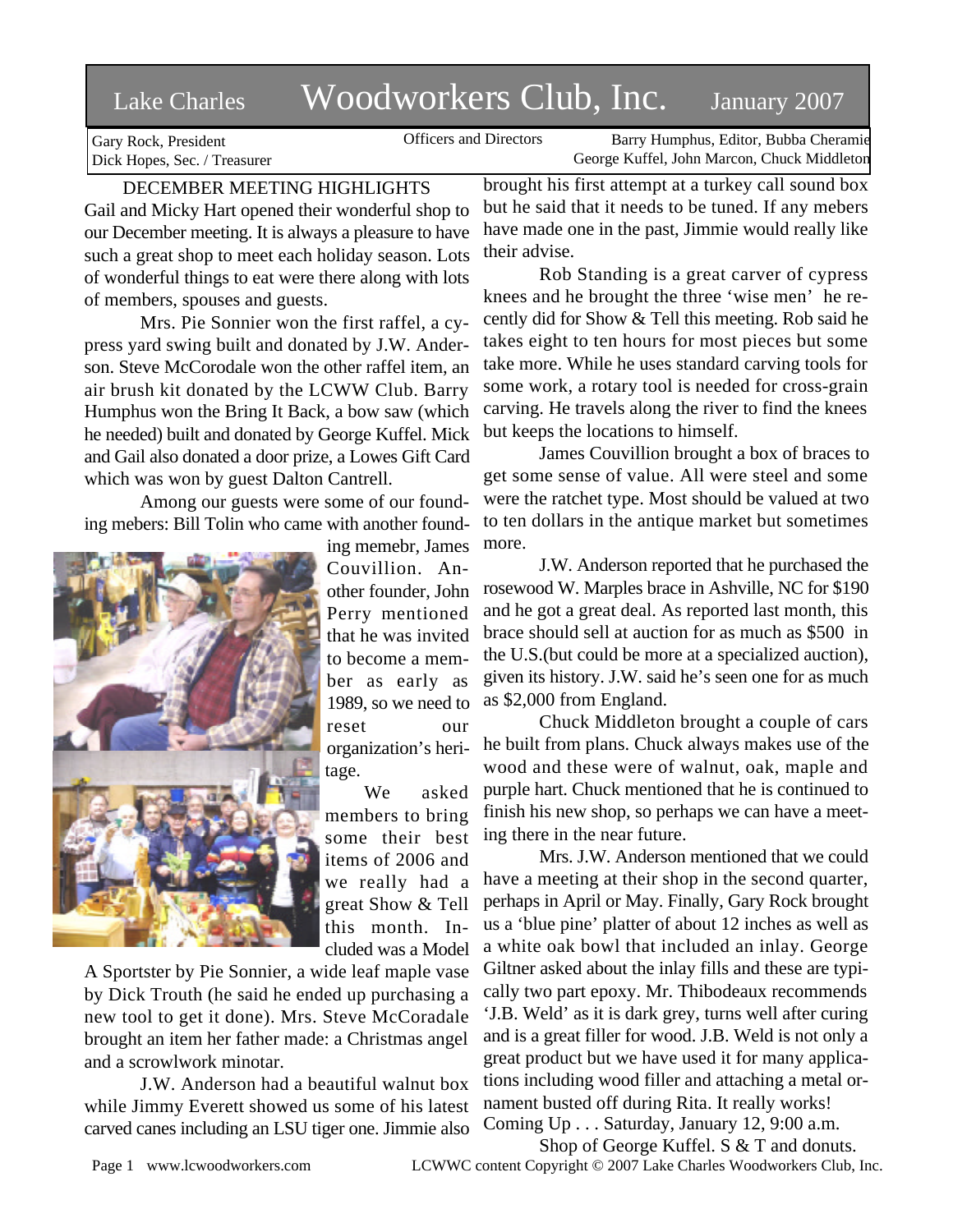# Lake Charles Woodworkers Club, Inc. January 2007

Gary Rock, President
Dick Hopes, Sec. / Treasurer

Officers and Directors

Barry Humphus, Editor, Bubba Cheramie
George Kuffel, John Marcon, Chuck Middleton

## DECEMBER MEETING HIGHLIGHTS

Gail and Micky Hart opened their wonderful shop to our December meeting. It is always a pleasure to have such a great shop to meet each holiday season. Lots of wonderful things to eat were there along with lots of members, spouses and guests.

Mrs. Pie Sonnier won the first raffel, a cypress yard swing built and donated by J.W. Anderson. Steve McCorodale won the other raffel item, an air brush kit donated by the LCWW Club. Barry Humphus won the Bring It Back, a bow saw (which he needed) built and donated by George Kuffel. Mick and Gail also donated a door prize, a Lowes Gift Card which was won by guest Dalton Cantrell.

Among our guests were some of our founding mebers: Bill Tolin who came with another founding memebr, James Couvillion. Another founder, John Perry mentioned that he was invited to become a member as early as 1989, so we need to reset our organization's heritage.

We asked members to bring some their best items of 2006 and we really had a great Show & Tell this month. Included was a Model A Sportster by Pie Sonnier, a wide leaf maple vase by Dick Trouth (he said he ended up purchasing a new tool to get it done). Mrs. Steve McCoradale brought an item her father made: a Christmas angel and a scrowlwork minotar.

J.W. Anderson had a beautiful walnut box while Jimmy Everett showed us some of his latest carved canes including an LSU tiger one. Jimmie also brought his first attempt at a turkey call sound box but he said that it needs to be tuned. If any mebers have made one in the past, Jimmie would really like their advise.

Rob Standing is a great carver of cypress knees and he brought the three 'wise men' he recently did for Show & Tell this meeting. Rob said he takes eight to ten hours for most pieces but some take more. While he uses standard carving tools for some work, a rotary tool is needed for cross-grain carving. He travels along the river to find the knees but keeps the locations to himself.

James Couvillion brought a box of braces to get some sense of value. All were steel and some were the ratchet type. Most should be valued at two to ten dollars in the antique market but sometimes more.

J.W. Anderson reported that he purchased the rosewood W. Marples brace in Ashville, NC for $190 and he got a great deal. As reported last month, this brace should sell at auction for as much as $500 in the U.S.(but could be more at a specialized auction), given its history. J.W. said he's seen one for as much as $2,000 from England.

Chuck Middleton brought a couple of cars he built from plans. Chuck always makes use of the wood and these were of walnut, oak, maple and purple hart. Chuck mentioned that he is continued to finish his new shop, so perhaps we can have a meeting there in the near future.

Mrs. J.W. Anderson mentioned that we could have a meeting at their shop in the second quarter, perhaps in April or May. Finally, Gary Rock brought us a 'blue pine' platter of about 12 inches as well as a white oak bowl that included an inlay. George Giltner asked about the inlay fills and these are typically two part epoxy. Mr. Thibodeaux recommends 'J.B. Weld' as it is dark grey, turns well after curing and is a great filler for wood. J.B. Weld is not only a great product but we have used it for many applications including wood filler and attaching a metal ornament busted off during Rita. It really works!

Coming Up . . . Saturday, January 12, 9:00 a.m.
Shop of George Kuffel. S & T and donuts.

www.lcwoodworkers.com LCWWC content Copyright © 2007 Lake Charles Woodworkers Club, Inc.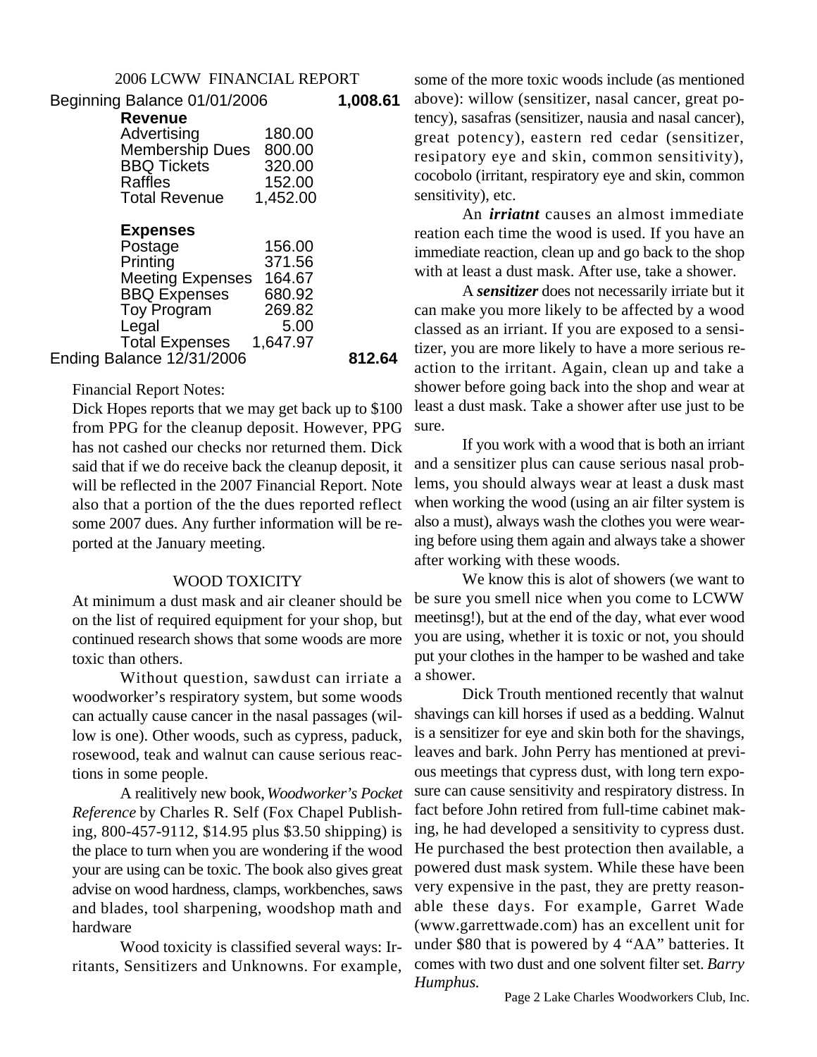## 2006 LCWW FINANCIAL REPORT

| | | |
|---|---|---|
| Beginning Balance 01/01/2006 | | **1,008.61** |
| **Revenue** | | |
| Advertising | 180.00 | |
| Membership Dues | 800.00 | |
| BBQ Tickets | 320.00 | |
| Raffles | 152.00 | |
| Total Revenue | 1,452.00 | |
| **Expenses** | | |
| Postage | 156.00 | |
| Printing | 371.56 | |
| Meeting Expenses | 164.67 | |
| BBQ Expenses | 680.92 | |
| Toy Program | 269.82 | |
| Legal | 5.00 | |
| Total Expenses | 1,647.97 | |
| Ending Balance 12/31/2006 | | **812.64** |

Financial Report Notes:

Dick Hopes reports that we may get back up to $100 from PPG for the cleanup deposit. However, PPG has not cashed our checks nor returned them. Dick said that if we do receive back the cleanup deposit, it will be reflected in the 2007 Financial Report. Note also that a portion of the the dues reported reflect some 2007 dues. Any further information will be reported at the January meeting.

## WOOD TOXICITY

At minimum a dust mask and air cleaner should be on the list of required equipment for your shop, but continued research shows that some woods are more toxic than others.

Without question, sawdust can irriate a woodworker's respiratory system, but some woods can actually cause cancer in the nasal passages (willow is one). Other woods, such as cypress, paduck, rosewood, teak and walnut can cause serious reactions in some people.

A realitively new book, *Woodworker's Pocket Reference* by Charles R. Self (Fox Chapel Publishing, 800-457-9112, $14.95 plus $3.50 shipping) is the place to turn when you are wondering if the wood your are using can be toxic. The book also gives great advise on wood hardness, clamps, workbenches, saws and blades, tool sharpening, woodshop math and hardware

Wood toxicity is classified several ways: Irritants, Sensitizers and Unknowns. For example, some of the more toxic woods include (as mentioned above): willow (sensitizer, nasal cancer, great potency), sasafras (sensitizer, nausia and nasal cancer), great potency), eastern red cedar (sensitizer, resipatory eye and skin, common sensitivity), cocobolo (irritant, respiratory eye and skin, common sensitivity), etc.

An ***irriatnt*** causes an almost immediate reation each time the wood is used. If you have an immediate reaction, clean up and go back to the shop with at least a dust mask. After use, take a shower.

A ***sensitizer*** does not necessarily irriate but it can make you more likely to be affected by a wood classed as an irriant. If you are exposed to a sensitizer, you are more likely to have a more serious reaction to the irritant. Again, clean up and take a shower before going back into the shop and wear at least a dust mask. Take a shower after use just to be sure.

If you work with a wood that is both an irriant and a sensitizer plus can cause serious nasal problems, you should always wear at least a dusk mast when working the wood (using an air filter system is also a must), always wash the clothes you were wearing before using them again and always take a shower after working with these woods.

We know this is alot of showers (we want to be sure you smell nice when you come to LCWW meetinsg!), but at the end of the day, what ever wood you are using, whether it is toxic or not, you should put your clothes in the hamper to be washed and take a shower.

Dick Trouth mentioned recently that walnut shavings can kill horses if used as a bedding. Walnut is a sensitizer for eye and skin both for the shavings, leaves and bark. John Perry has mentioned at previous meetings that cypress dust, with long tern exposure can cause sensitivity and respiratory distress. In fact before John retired from full-time cabinet making, he had developed a sensitivity to cypress dust. He purchased the best protection then available, a powered dust mask system. While these have been very expensive in the past, they are pretty reasonable these days. For example, Garret Wade (www.garrettwade.com) has an excellent unit for under $80 that is powered by 4 "AA" batteries. It comes with two dust and one solvent filter set. *Barry Humphus.*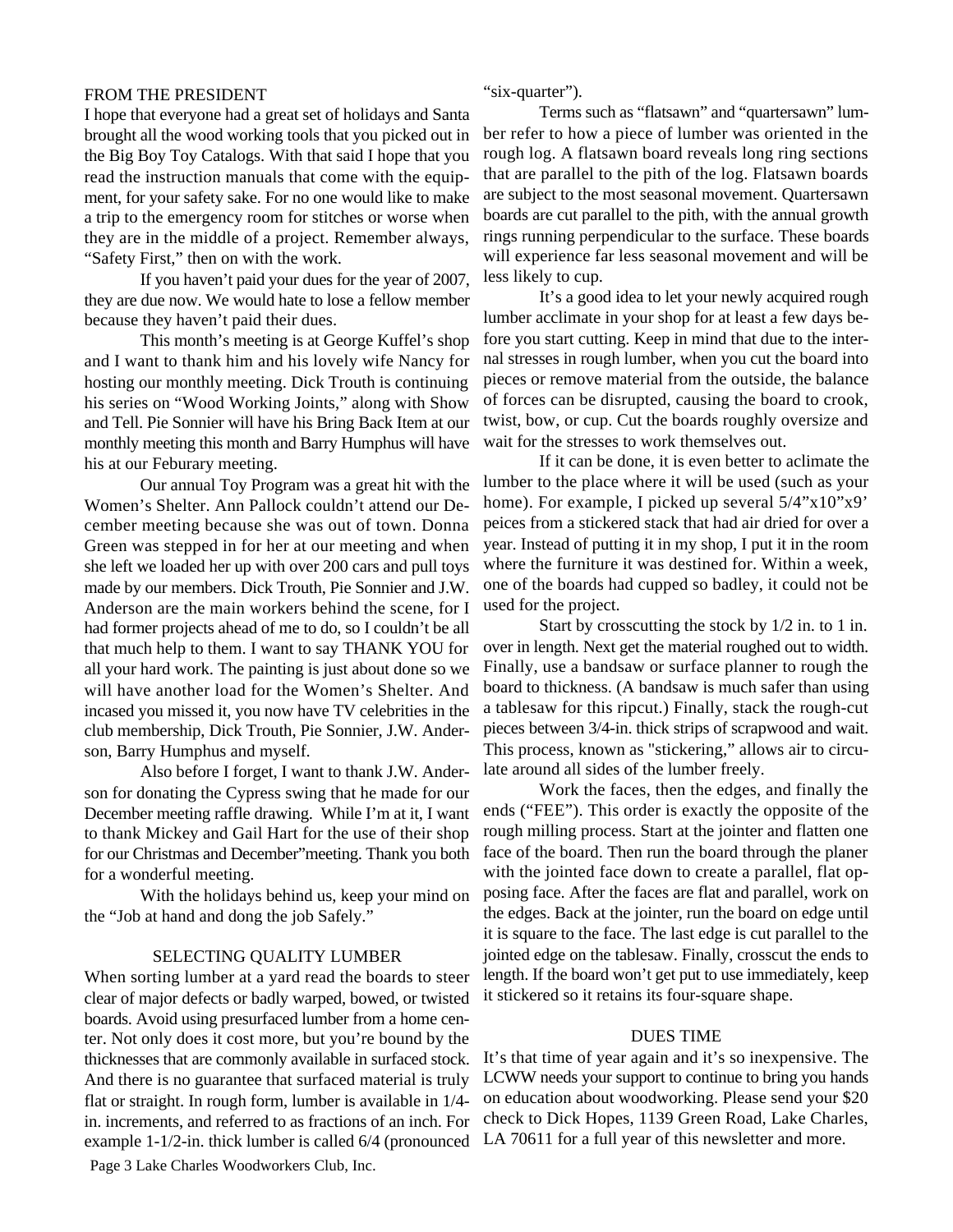## FROM THE PRESIDENT

I hope that everyone had a great set of holidays and Santa brought all the wood working tools that you picked out in the Big Boy Toy Catalogs. With that said I hope that you read the instruction manuals that come with the equipment, for your safety sake. For no one would like to make a trip to the emergency room for stitches or worse when they are in the middle of a project. Remember always, "Safety First," then on with the work.

If you haven't paid your dues for the year of 2007, they are due now. We would hate to lose a fellow member because they haven't paid their dues.

This month's meeting is at George Kuffel's shop and I want to thank him and his lovely wife Nancy for hosting our monthly meeting. Dick Trouth is continuing his series on "Wood Working Joints," along with Show and Tell. Pie Sonnier will have his Bring Back Item at our monthly meeting this month and Barry Humphus will have his at our Feburary meeting.

Our annual Toy Program was a great hit with the Women's Shelter. Ann Pallock couldn't attend our December meeting because she was out of town. Donna Green was stepped in for her at our meeting and when she left we loaded her up with over 200 cars and pull toys made by our members. Dick Trouth, Pie Sonnier and J.W. Anderson are the main workers behind the scene, for I had former projects ahead of me to do, so I couldn't be all that much help to them. I want to say THANK YOU for all your hard work. The painting is just about done so we will have another load for the Women's Shelter. And incased you missed it, you now have TV celebrities in the club membership, Dick Trouth, Pie Sonnier, J.W. Anderson, Barry Humphus and myself.

Also before I forget, I want to thank J.W. Anderson for donating the Cypress swing that he made for our December meeting raffle drawing. While I'm at it, I want to thank Mickey and Gail Hart for the use of their shop for our Christmas and December"meeting. Thank you both for a wonderful meeting.

With the holidays behind us, keep your mind on the "Job at hand and dong the job Safely."

## SELECTING QUALITY LUMBER

When sorting lumber at a yard read the boards to steer clear of major defects or badly warped, bowed, or twisted boards. Avoid using presurfaced lumber from a home center. Not only does it cost more, but you're bound by the thicknesses that are commonly available in surfaced stock. And there is no guarantee that surfaced material is truly flat or straight. In rough form, lumber is available in 1/4-in. increments, and referred to as fractions of an inch. For example 1-1/2-in. thick lumber is called 6/4 (pronounced "six-quarter").

Terms such as "flatsawn" and "quartersawn" lumber refer to how a piece of lumber was oriented in the rough log. A flatsawn board reveals long ring sections that are parallel to the pith of the log. Flatsawn boards are subject to the most seasonal movement. Quartersawn boards are cut parallel to the pith, with the annual growth rings running perpendicular to the surface. These boards will experience far less seasonal movement and will be less likely to cup.

It's a good idea to let your newly acquired rough lumber acclimate in your shop for at least a few days before you start cutting. Keep in mind that due to the internal stresses in rough lumber, when you cut the board into pieces or remove material from the outside, the balance of forces can be disrupted, causing the board to crook, twist, bow, or cup. Cut the boards roughly oversize and wait for the stresses to work themselves out.

If it can be done, it is even better to aclimate the lumber to the place where it will be used (such as your home). For example, I picked up several 5/4"x10"x9' peices from a stickered stack that had air dried for over a year. Instead of putting it in my shop, I put it in the room where the furniture it was destined for. Within a week, one of the boards had cupped so badley, it could not be used for the project.

Start by crosscutting the stock by 1/2 in. to 1 in. over in length. Next get the material roughed out to width. Finally, use a bandsaw or surface planner to rough the board to thickness. (A bandsaw is much safer than using a tablesaw for this ripcut.) Finally, stack the rough-cut pieces between 3/4-in. thick strips of scrapwood and wait. This process, known as "stickering," allows air to circulate around all sides of the lumber freely.

Work the faces, then the edges, and finally the ends ("FEE"). This order is exactly the opposite of the rough milling process. Start at the jointer and flatten one face of the board. Then run the board through the planer with the jointed face down to create a parallel, flat opposing face. After the faces are flat and parallel, work on the edges. Back at the jointer, run the board on edge until it is square to the face. The last edge is cut parallel to the jointed edge on the tablesaw. Finally, crosscut the ends to length. If the board won't get put to use immediately, keep it stickered so it retains its four-square shape.

## DUES TIME

It's that time of year again and it's so inexpensive. The LCWW needs your support to continue to bring you hands on education about woodworking. Please send your $20 check to Dick Hopes, 1139 Green Road, Lake Charles, LA 70611 for a full year of this newsletter and more.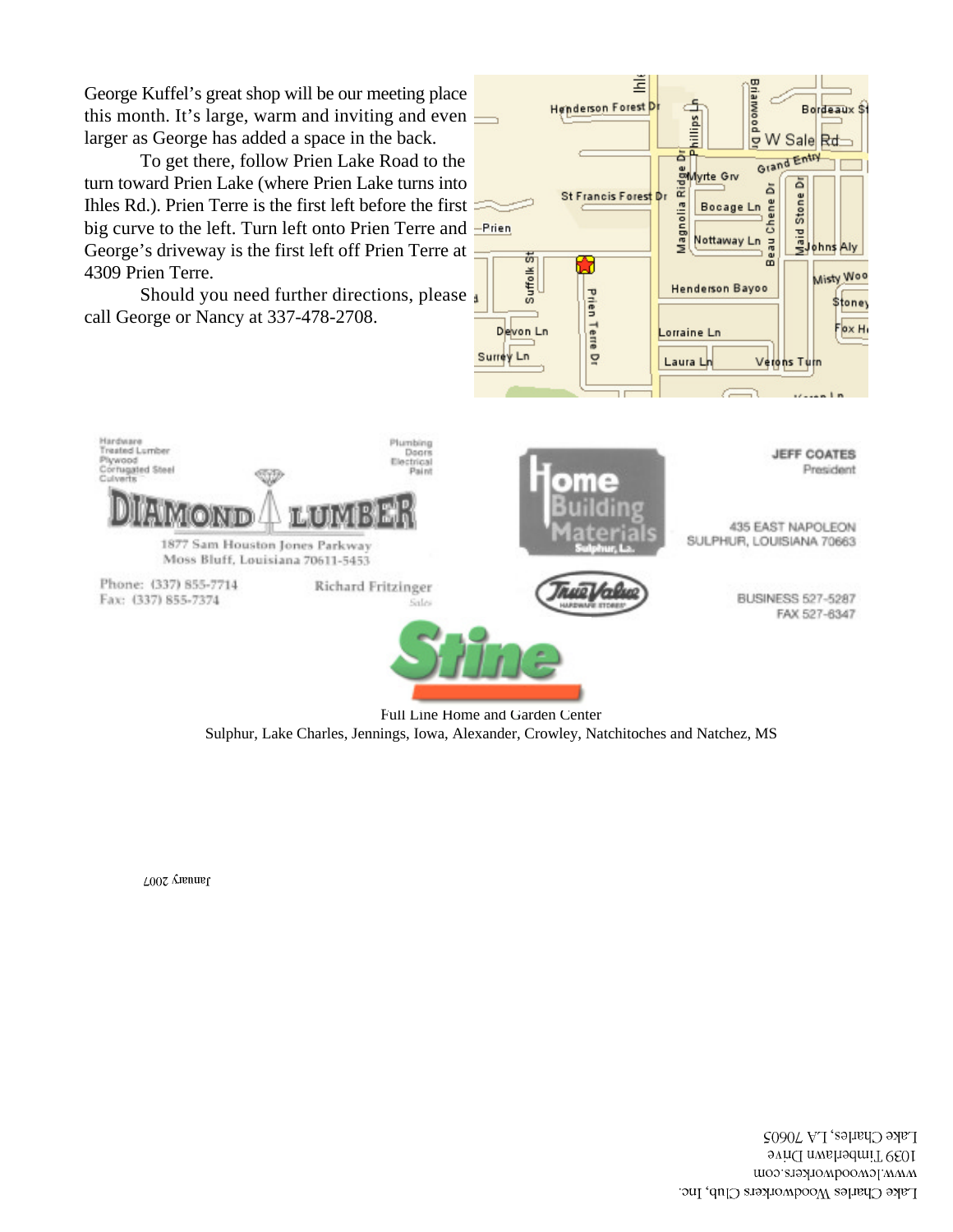George Kuffel's great shop will be our meeting place this month. It's large, warm and inviting and even larger as George has added a space in the back.

To get there, follow Prien Lake Road to the turn toward Prien Lake (where Prien Lake turns into Ihles Rd.). Prien Terre is the first left before the first big curve to the left. Turn left onto Prien Terre and George's driveway is the first left off Prien Terre at 4309 Prien Terre.

Should you need further directions, please call George or Nancy at 337-478-2708.

Hardware
Treated Lumber
Plywood
Corrugated Steel
Culverts

Plumbing
Doors
Electrical
Paint

DIAMOND LUMBER

1877 Sam Houston Jones Parkway
Moss Bluff, Louisiana 70611-5453

Phone: (337) 855-7714
Fax: (337) 855-7374

Richard Fritzinger
Sales

Home Building Materials
Sulphur, La.

JEFF COATES
President

435 EAST NAPOLEON
SULPHUR, LOUISIANA 70663

True Value
HARDWARE STORES

BUSINESS 527-5287
FAX 527-6347

Stine

Full Line Home and Garden Center
Sulphur, Lake Charles, Jennings, Iowa, Alexander, Crowley, Natchitoches and Natchez, MS

January 2007

Lake Charles Woodworkers Club, Inc.
www.lcwoodworkers.com
1039 Timberhawn Drive
Lake Charles, LA 70605